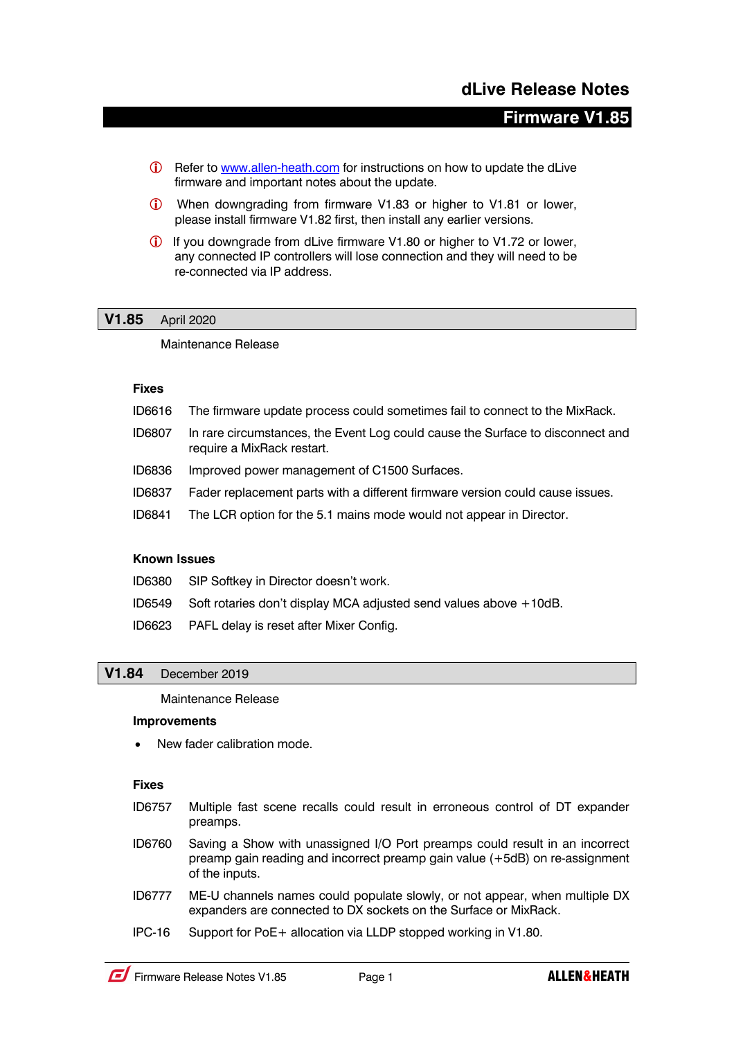# dLive Release Notes

## Firmware V1.85

- ⓘ Refer to [www.allen-heath.com](http://www.allen-heath.com) for instructions on how to update the dLive firmware and important notes about the update.
- ⓘ When downgrading from firmware V1.83 or higher to V1.81 or lower, please install firmware V1.82 first, then install any earlier versions.
- ⓘ If you downgrade from dLive firmware V1.80 or higher to V1.72 or lower, any connected IP controllers will lose connection and they will need to be re-connected via IP address.

## V1.85 April 2020

Maintenance Release

### Fixes

| | |
|---|---|
| ID6616 | The firmware update process could sometimes fail to connect to the MixRack. |
| ID6807 | In rare circumstances, the Event Log could cause the Surface to disconnect and require a MixRack restart. |
| ID6836 | Improved power management of C1500 Surfaces. |
| ID6837 | Fader replacement parts with a different firmware version could cause issues. |
| ID6841 | The LCR option for the 5.1 mains mode would not appear in Director. |

### Known Issues

| | |
|---|---|
| ID6380 | SIP Softkey in Director doesn't work. |
| ID6549 | Soft rotaries don't display MCA adjusted send values above +10dB. |
| ID6623 | PAFL delay is reset after Mixer Config. |

## V1.84 December 2019

Maintenance Release

### Improvements

- New fader calibration mode.

### Fixes

| | |
|---|---|
| ID6757 | Multiple fast scene recalls could result in erroneous control of DT expander preamps. |
| ID6760 | Saving a Show with unassigned I/O Port preamps could result in an incorrect preamp gain reading and incorrect preamp gain value (+5dB) on re-assignment of the inputs. |
| ID6777 | ME-U channels names could populate slowly, or not appear, when multiple DX expanders are connected to DX sockets on the Surface or MixRack. |
| IPC-16 | Support for PoE+ allocation via LLDP stopped working in V1.80. |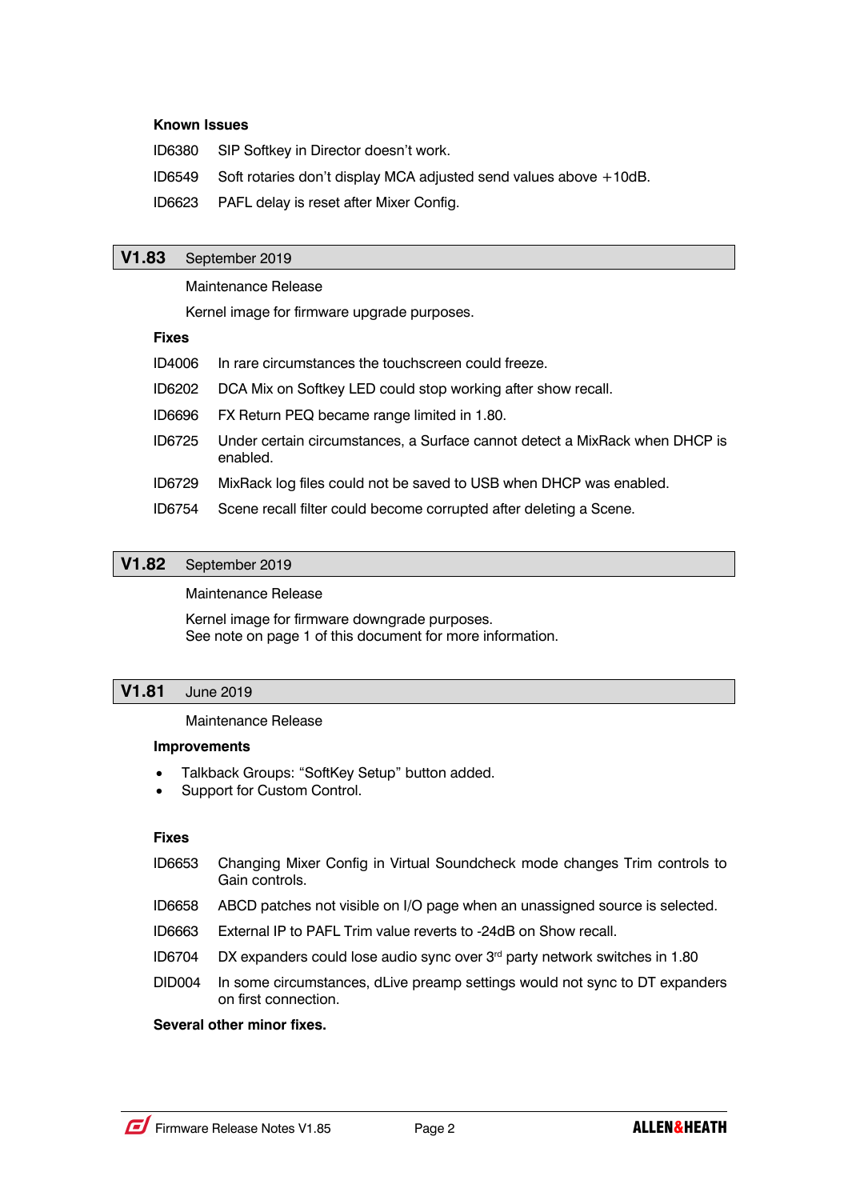**Known Issues**

| | |
|---|---|
| ID6380 | SIP Softkey in Director doesn't work. |
| ID6549 | Soft rotaries don't display MCA adjusted send values above +10dB. |
| ID6623 | PAFL delay is reset after Mixer Config. |

## V1.83 September 2019

Maintenance Release

Kernel image for firmware upgrade purposes.

**Fixes**

| | |
|---|---|
| ID4006 | In rare circumstances the touchscreen could freeze. |
| ID6202 | DCA Mix on Softkey LED could stop working after show recall. |
| ID6696 | FX Return PEQ became range limited in 1.80. |
| ID6725 | Under certain circumstances, a Surface cannot detect a MixRack when DHCP is enabled. |
| ID6729 | MixRack log files could not be saved to USB when DHCP was enabled. |
| ID6754 | Scene recall filter could become corrupted after deleting a Scene. |

## V1.82 September 2019

Maintenance Release

Kernel image for firmware downgrade purposes.
See note on page 1 of this document for more information.

## V1.81 June 2019

Maintenance Release

**Improvements**

- Talkback Groups: "SoftKey Setup" button added.
- Support for Custom Control.

**Fixes**

| | |
|---|---|
| ID6653 | Changing Mixer Config in Virtual Soundcheck mode changes Trim controls to Gain controls. |
| ID6658 | ABCD patches not visible on I/O page when an unassigned source is selected. |
| ID6663 | External IP to PAFL Trim value reverts to -24dB on Show recall. |
| ID6704 | DX expanders could lose audio sync over 3rd party network switches in 1.80 |
| DID004 | In some circumstances, dLive preamp settings would not sync to DT expanders on first connection. |

**Several other minor fixes.**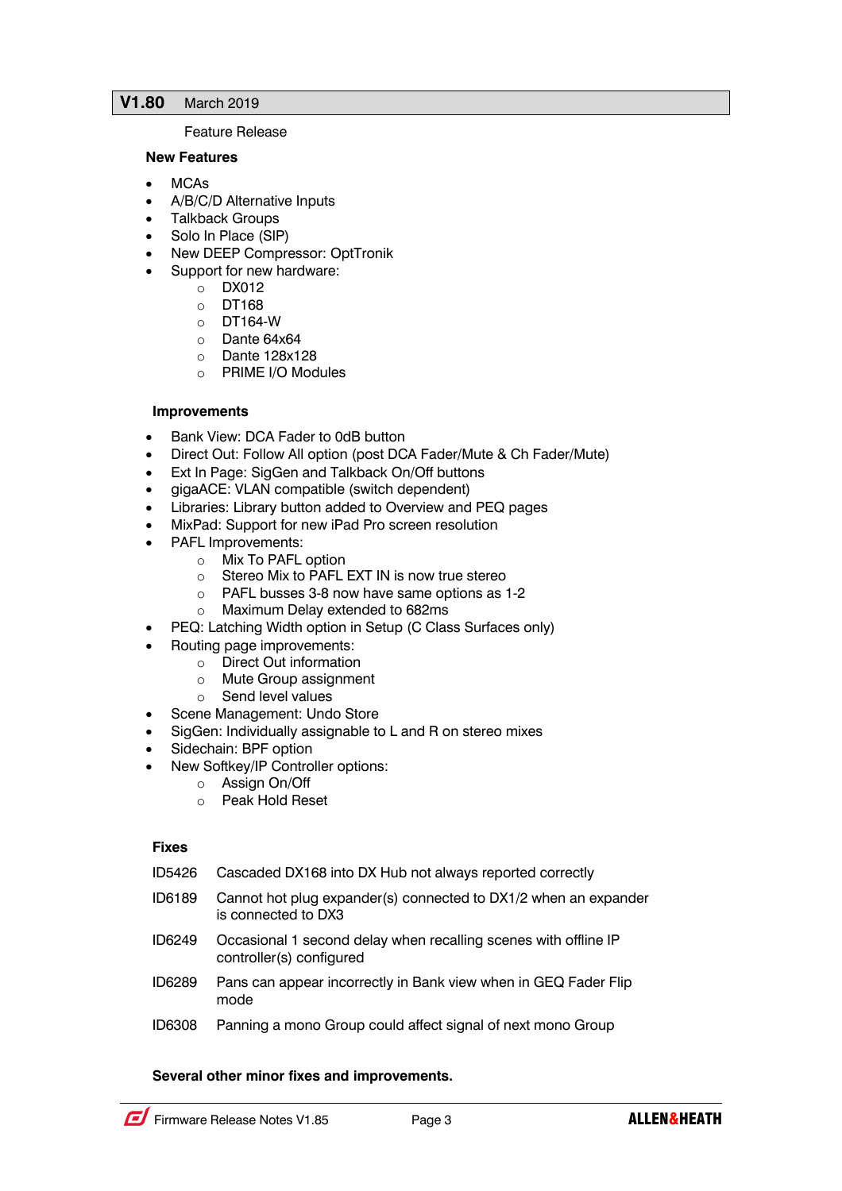## V1.80 March 2019

Feature Release

### New Features

- MCAs
- A/B/C/D Alternative Inputs
- Talkback Groups
- Solo In Place (SIP)
- New DEEP Compressor: OptTronik
- Support for new hardware:
  - DX012
  - DT168
  - DT164-W
  - Dante 64x64
  - Dante 128x128
  - PRIME I/O Modules

### Improvements

- Bank View: DCA Fader to 0dB button
- Direct Out: Follow All option (post DCA Fader/Mute & Ch Fader/Mute)
- Ext In Page: SigGen and Talkback On/Off buttons
- gigaACE: VLAN compatible (switch dependent)
- Libraries: Library button added to Overview and PEQ pages
- MixPad: Support for new iPad Pro screen resolution
- PAFL Improvements:
  - Mix To PAFL option
  - Stereo Mix to PAFL EXT IN is now true stereo
  - PAFL busses 3-8 now have same options as 1-2
  - Maximum Delay extended to 682ms
- PEQ: Latching Width option in Setup (C Class Surfaces only)
- Routing page improvements:
  - Direct Out information
  - Mute Group assignment
  - Send level values
- Scene Management: Undo Store
- SigGen: Individually assignable to L and R on stereo mixes
- Sidechain: BPF option
- New Softkey/IP Controller options:
  - Assign On/Off
  - Peak Hold Reset

### Fixes

| | |
|---|---|
| ID5426 | Cascaded DX168 into DX Hub not always reported correctly |
| ID6189 | Cannot hot plug expander(s) connected to DX1/2 when an expander is connected to DX3 |
| ID6249 | Occasional 1 second delay when recalling scenes with offline IP controller(s) configured |
| ID6289 | Pans can appear incorrectly in Bank view when in GEQ Fader Flip mode |
| ID6308 | Panning a mono Group could affect signal of next mono Group |

**Several other minor fixes and improvements.**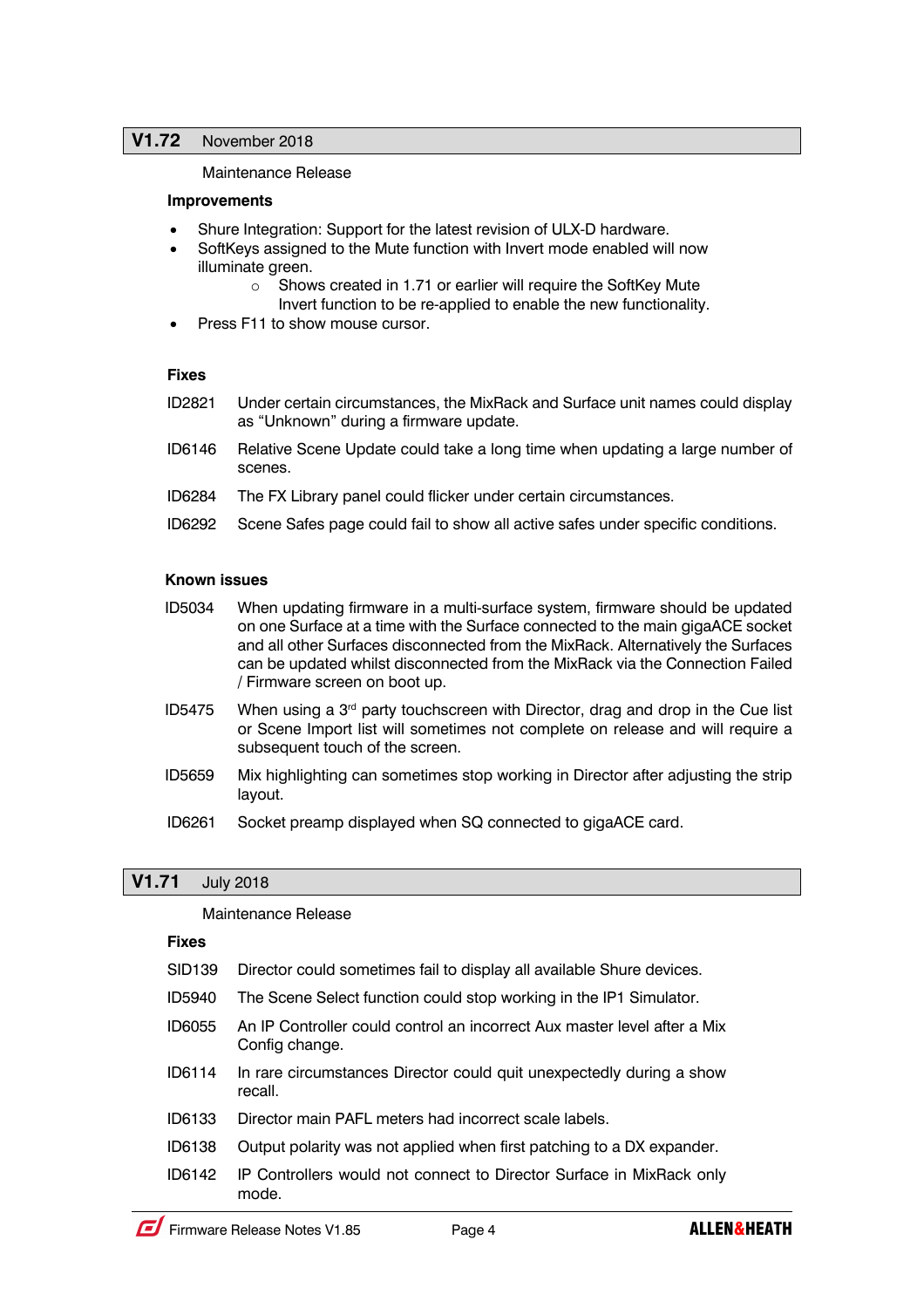## V1.72 November 2018

Maintenance Release

**Improvements**

- Shure Integration: Support for the latest revision of ULX-D hardware.
- SoftKeys assigned to the Mute function with Invert mode enabled will now illuminate green.
    - Shows created in 1.71 or earlier will require the SoftKey Mute Invert function to be re-applied to enable the new functionality.
- Press F11 to show mouse cursor.

**Fixes**

ID2821 Under certain circumstances, the MixRack and Surface unit names could display as “Unknown” during a firmware update.

ID6146 Relative Scene Update could take a long time when updating a large number of scenes.

ID6284 The FX Library panel could flicker under certain circumstances.

ID6292 Scene Safes page could fail to show all active safes under specific conditions.

**Known issues**

ID5034 When updating firmware in a multi-surface system, firmware should be updated on one Surface at a time with the Surface connected to the main gigaACE socket and all other Surfaces disconnected from the MixRack. Alternatively the Surfaces can be updated whilst disconnected from the MixRack via the Connection Failed / Firmware screen on boot up.

ID5475 When using a 3rd party touchscreen with Director, drag and drop in the Cue list or Scene Import list will sometimes not complete on release and will require a subsequent touch of the screen.

ID5659 Mix highlighting can sometimes stop working in Director after adjusting the strip layout.

ID6261 Socket preamp displayed when SQ connected to gigaACE card.

## V1.71 July 2018

Maintenance Release

**Fixes**

SID139 Director could sometimes fail to display all available Shure devices.

ID5940 The Scene Select function could stop working in the IP1 Simulator.

ID6055 An IP Controller could control an incorrect Aux master level after a Mix Config change.

ID6114 In rare circumstances Director could quit unexpectedly during a show recall.

ID6133 Director main PAFL meters had incorrect scale labels.

ID6138 Output polarity was not applied when first patching to a DX expander.

ID6142 IP Controllers would not connect to Director Surface in MixRack only mode.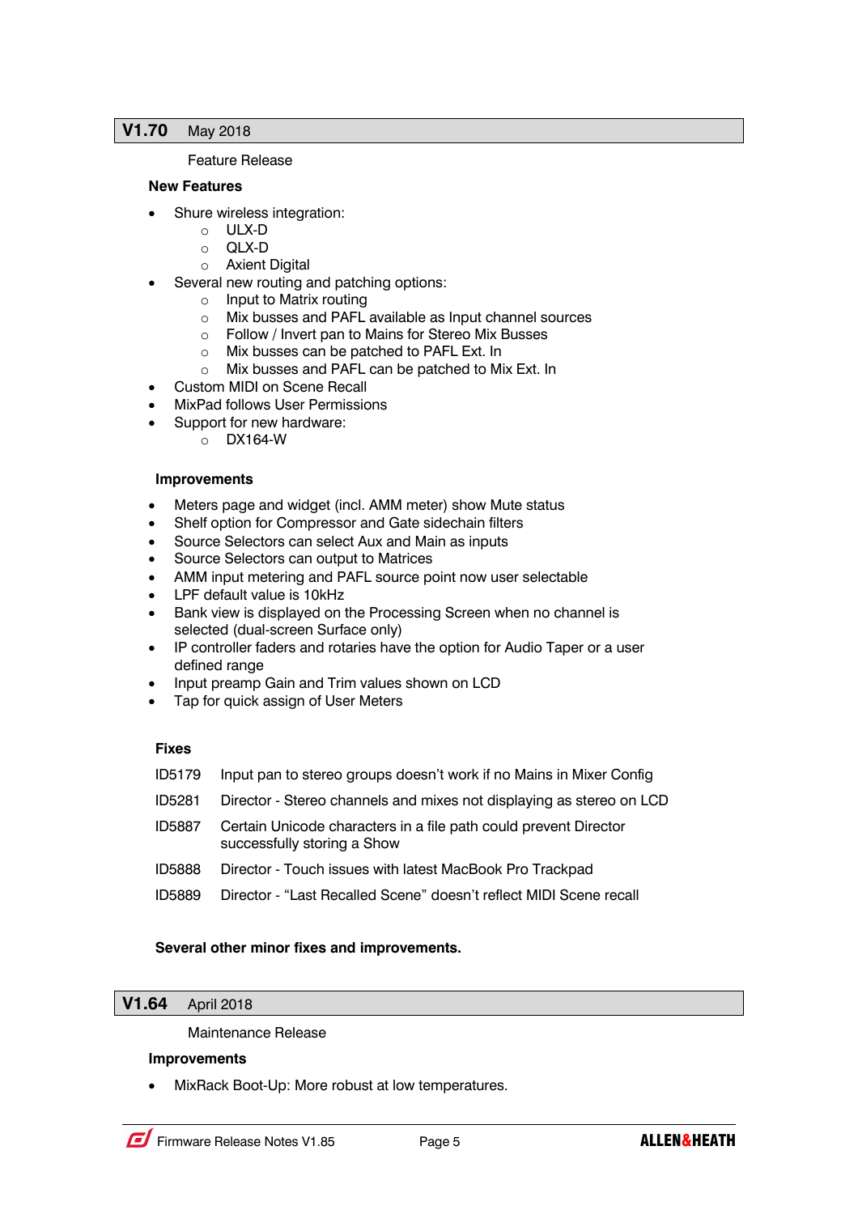## V1.70 May 2018

Feature Release

### New Features

- Shure wireless integration:
  - ULX-D
  - QLX-D
  - Axient Digital
- Several new routing and patching options:
  - Input to Matrix routing
  - Mix busses and PAFL available as Input channel sources
  - Follow / Invert pan to Mains for Stereo Mix Busses
  - Mix busses can be patched to PAFL Ext. In
  - Mix busses and PAFL can be patched to Mix Ext. In
- Custom MIDI on Scene Recall
- MixPad follows User Permissions
- Support for new hardware:
  - DX164-W

### Improvements

- Meters page and widget (incl. AMM meter) show Mute status
- Shelf option for Compressor and Gate sidechain filters
- Source Selectors can select Aux and Main as inputs
- Source Selectors can output to Matrices
- AMM input metering and PAFL source point now user selectable
- LPF default value is 10kHz
- Bank view is displayed on the Processing Screen when no channel is selected (dual-screen Surface only)
- IP controller faders and rotaries have the option for Audio Taper or a user defined range
- Input preamp Gain and Trim values shown on LCD
- Tap for quick assign of User Meters

### Fixes

| | |
|---|---|
| ID5179 | Input pan to stereo groups doesn't work if no Mains in Mixer Config |
| ID5281 | Director - Stereo channels and mixes not displaying as stereo on LCD |
| ID5887 | Certain Unicode characters in a file path could prevent Director successfully storing a Show |
| ID5888 | Director - Touch issues with latest MacBook Pro Trackpad |
| ID5889 | Director - "Last Recalled Scene" doesn't reflect MIDI Scene recall |

**Several other minor fixes and improvements.**

## V1.64 April 2018

Maintenance Release

### Improvements

- MixRack Boot-Up: More robust at low temperatures.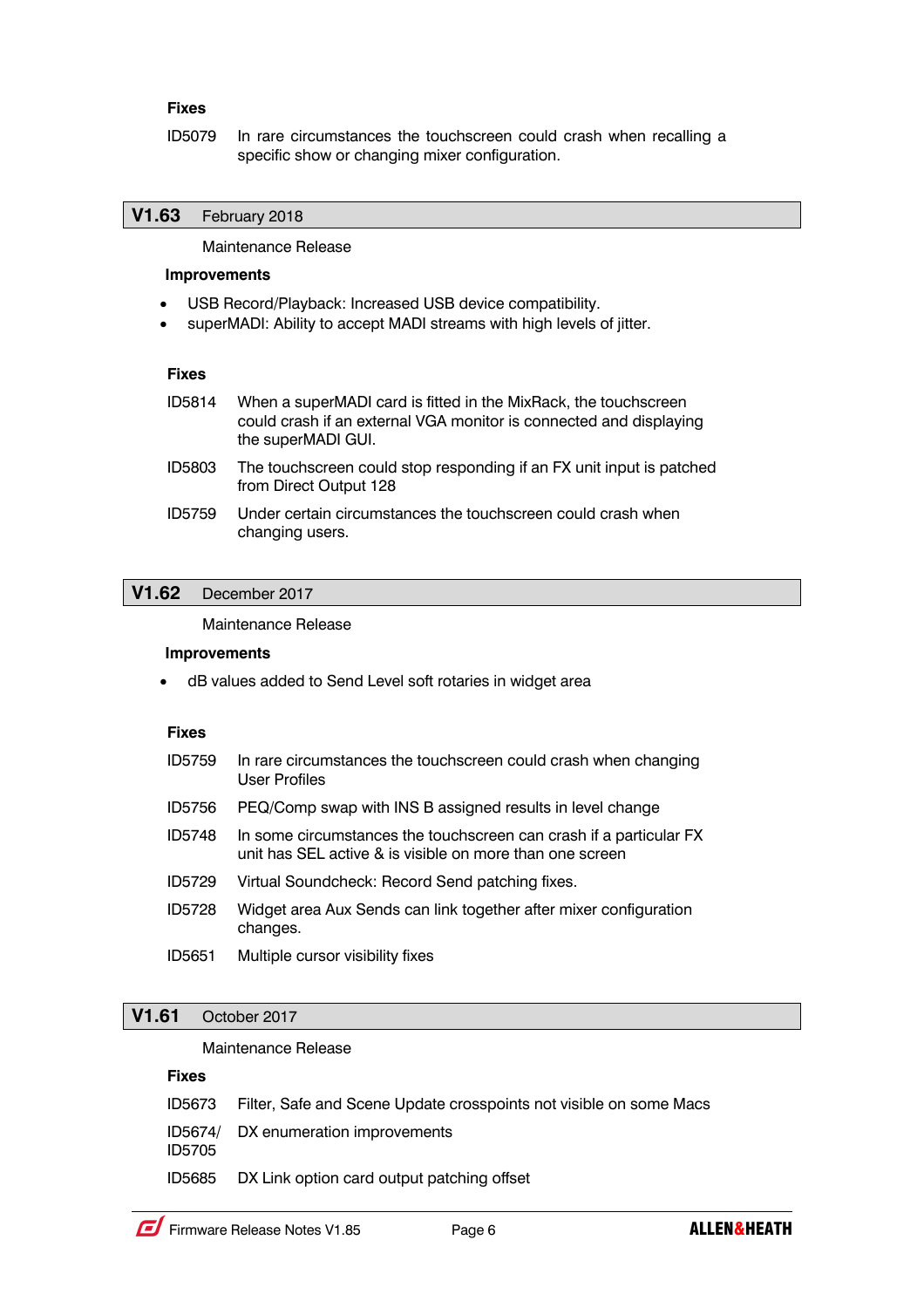**Fixes**

| | |
|---|---|
| ID5079 | In rare circumstances the touchscreen could crash when recalling a specific show or changing mixer configuration. |

## V1.63 February 2018

Maintenance Release

**Improvements**

- USB Record/Playback: Increased USB device compatibility.
- superMADI: Ability to accept MADI streams with high levels of jitter.

**Fixes**

| | |
|---|---|
| ID5814 | When a superMADI card is fitted in the MixRack, the touchscreen could crash if an external VGA monitor is connected and displaying the superMADI GUI. |
| ID5803 | The touchscreen could stop responding if an FX unit input is patched from Direct Output 128 |
| ID5759 | Under certain circumstances the touchscreen could crash when changing users. |

## V1.62 December 2017

Maintenance Release

**Improvements**

- dB values added to Send Level soft rotaries in widget area

**Fixes**

| | |
|---|---|
| ID5759 | In rare circumstances the touchscreen could crash when changing User Profiles |
| ID5756 | PEQ/Comp swap with INS B assigned results in level change |
| ID5748 | In some circumstances the touchscreen can crash if a particular FX unit has SEL active & is visible on more than one screen |
| ID5729 | Virtual Soundcheck: Record Send patching fixes. |
| ID5728 | Widget area Aux Sends can link together after mixer configuration changes. |
| ID5651 | Multiple cursor visibility fixes |

## V1.61 October 2017

Maintenance Release

**Fixes**

| | |
|---|---|
| ID5673 | Filter, Safe and Scene Update crosspoints not visible on some Macs |
| ID5674/ ID5705 | DX enumeration improvements |
| ID5685 | DX Link option card output patching offset |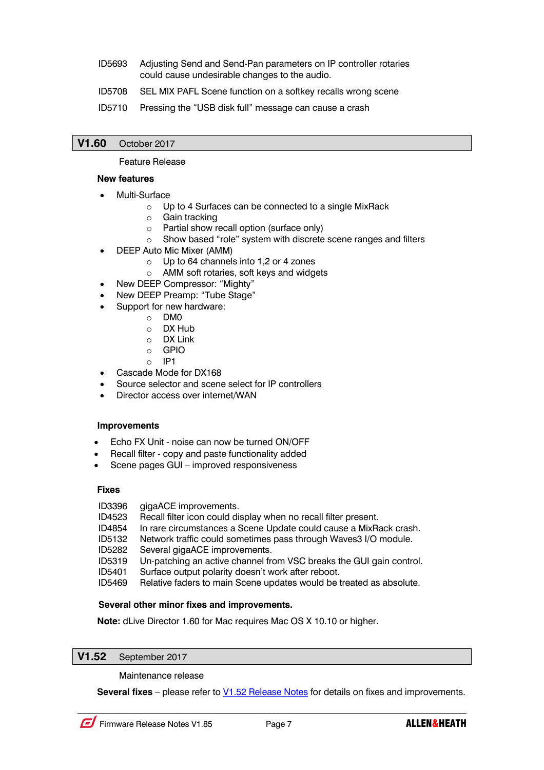ID5693 Adjusting Send and Send-Pan parameters on IP controller rotaries could cause undesirable changes to the audio.

ID5708 SEL MIX PAFL Scene function on a softkey recalls wrong scene

ID5710 Pressing the “USB disk full” message can cause a crash

## V1.60 October 2017

Feature Release

**New features**

- Multi-Surface
  - Up to 4 Surfaces can be connected to a single MixRack
  - Gain tracking
  - Partial show recall option (surface only)
  - Show based “role” system with discrete scene ranges and filters
- DEEP Auto Mic Mixer (AMM)
  - Up to 64 channels into 1,2 or 4 zones
  - AMM soft rotaries, soft keys and widgets
- New DEEP Compressor: “Mighty”
- New DEEP Preamp: “Tube Stage”
- Support for new hardware:
  - DM0
  - DX Hub
  - DX Link
  - GPIO
  - IP1
- Cascade Mode for DX168
- Source selector and scene select for IP controllers
- Director access over internet/WAN

**Improvements**

- Echo FX Unit - noise can now be turned ON/OFF
- Recall filter - copy and paste functionality added
- Scene pages GUI – improved responsiveness

**Fixes**

ID3396 gigaACE improvements.
ID4523 Recall filter icon could display when no recall filter present.
ID4854 In rare circumstances a Scene Update could cause a MixRack crash.
ID5132 Network traffic could sometimes pass through Waves3 I/O module.
ID5282 Several gigaACE improvements.
ID5319 Un-patching an active channel from VSC breaks the GUI gain control.
ID5401 Surface output polarity doesn’t work after reboot.
ID5469 Relative faders to main Scene updates would be treated as absolute.

**Several other minor fixes and improvements.**

**Note:** dLive Director 1.60 for Mac requires Mac OS X 10.10 or higher.

## V1.52 September 2017

Maintenance release

**Several fixes** – please refer to V1.52 Release Notes for details on fixes and improvements.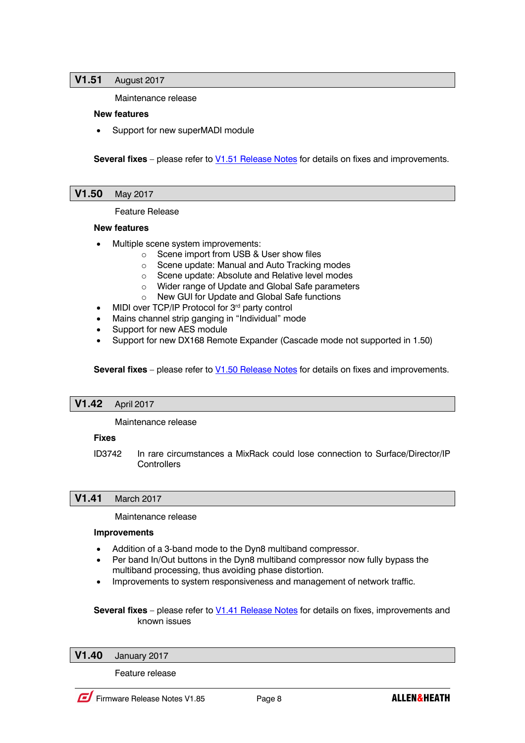## V1.51 August 2017

Maintenance release

**New features**

- Support for new superMADI module

**Several fixes** – please refer to V1.51 Release Notes for details on fixes and improvements.

## V1.50 May 2017

Feature Release

**New features**

- Multiple scene system improvements:
  - Scene import from USB & User show files
  - Scene update: Manual and Auto Tracking modes
  - Scene update: Absolute and Relative level modes
  - Wider range of Update and Global Safe parameters
  - New GUI for Update and Global Safe functions
- MIDI over TCP/IP Protocol for 3rd party control
- Mains channel strip ganging in "Individual" mode
- Support for new AES module
- Support for new DX168 Remote Expander (Cascade mode not supported in 1.50)

**Several fixes** – please refer to V1.50 Release Notes for details on fixes and improvements.

## V1.42 April 2017

Maintenance release

**Fixes**

ID3742 In rare circumstances a MixRack could lose connection to Surface/Director/IP Controllers

## V1.41 March 2017

Maintenance release

**Improvements**

- Addition of a 3-band mode to the Dyn8 multiband compressor.
- Per band In/Out buttons in the Dyn8 multiband compressor now fully bypass the multiband processing, thus avoiding phase distortion.
- Improvements to system responsiveness and management of network traffic.

**Several fixes** – please refer to V1.41 Release Notes for details on fixes, improvements and known issues

## V1.40 January 2017

Feature release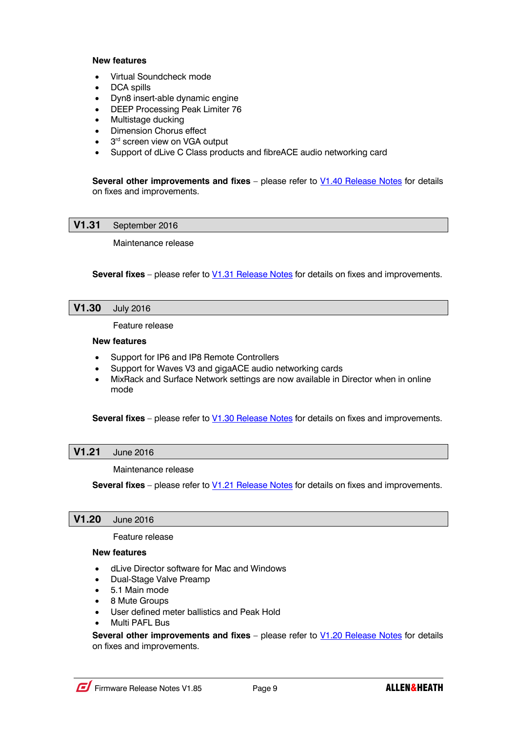**New features**

- Virtual Soundcheck mode
- DCA spills
- Dyn8 insert-able dynamic engine
- DEEP Processing Peak Limiter 76
- Multistage ducking
- Dimension Chorus effect
- 3rd screen view on VGA output
- Support of dLive C Class products and fibreACE audio networking card

**Several other improvements and fixes** – please refer to V1.40 Release Notes for details on fixes and improvements.

## V1.31 September 2016

Maintenance release

**Several fixes** – please refer to V1.31 Release Notes for details on fixes and improvements.

## V1.30 July 2016

Feature release

**New features**

- Support for IP6 and IP8 Remote Controllers
- Support for Waves V3 and gigaACE audio networking cards
- MixRack and Surface Network settings are now available in Director when in online mode

**Several fixes** – please refer to V1.30 Release Notes for details on fixes and improvements.

## V1.21 June 2016

Maintenance release

**Several fixes** – please refer to V1.21 Release Notes for details on fixes and improvements.

## V1.20 June 2016

Feature release

**New features**

- dLive Director software for Mac and Windows
- Dual-Stage Valve Preamp
- 5.1 Main mode
- 8 Mute Groups
- User defined meter ballistics and Peak Hold
- Multi PAFL Bus

**Several other improvements and fixes** – please refer to V1.20 Release Notes for details on fixes and improvements.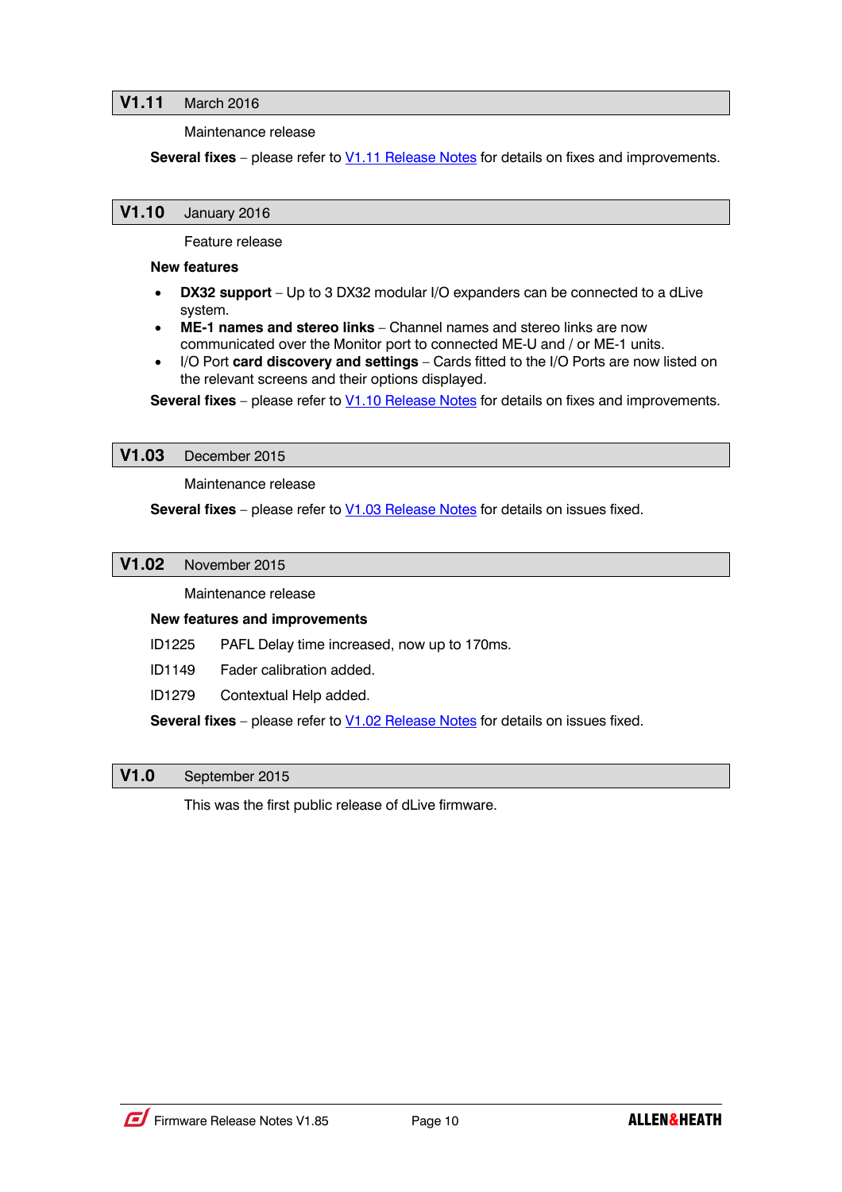## V1.11 March 2016

Maintenance release

**Several fixes** – please refer to V1.11 Release Notes for details on fixes and improvements.

## V1.10 January 2016

Feature release

**New features**

- **DX32 support** – Up to 3 DX32 modular I/O expanders can be connected to a dLive system.
- **ME-1 names and stereo links** – Channel names and stereo links are now communicated over the Monitor port to connected ME-U and / or ME-1 units.
- I/O Port **card discovery and settings** – Cards fitted to the I/O Ports are now listed on the relevant screens and their options displayed.

**Several fixes** – please refer to V1.10 Release Notes for details on fixes and improvements.

## V1.03 December 2015

Maintenance release

**Several fixes** – please refer to V1.03 Release Notes for details on issues fixed.

## V1.02 November 2015

Maintenance release

**New features and improvements**

ID1225 PAFL Delay time increased, now up to 170ms.

ID1149 Fader calibration added.

ID1279 Contextual Help added.

**Several fixes** – please refer to V1.02 Release Notes for details on issues fixed.

## V1.0 September 2015

This was the first public release of dLive firmware.